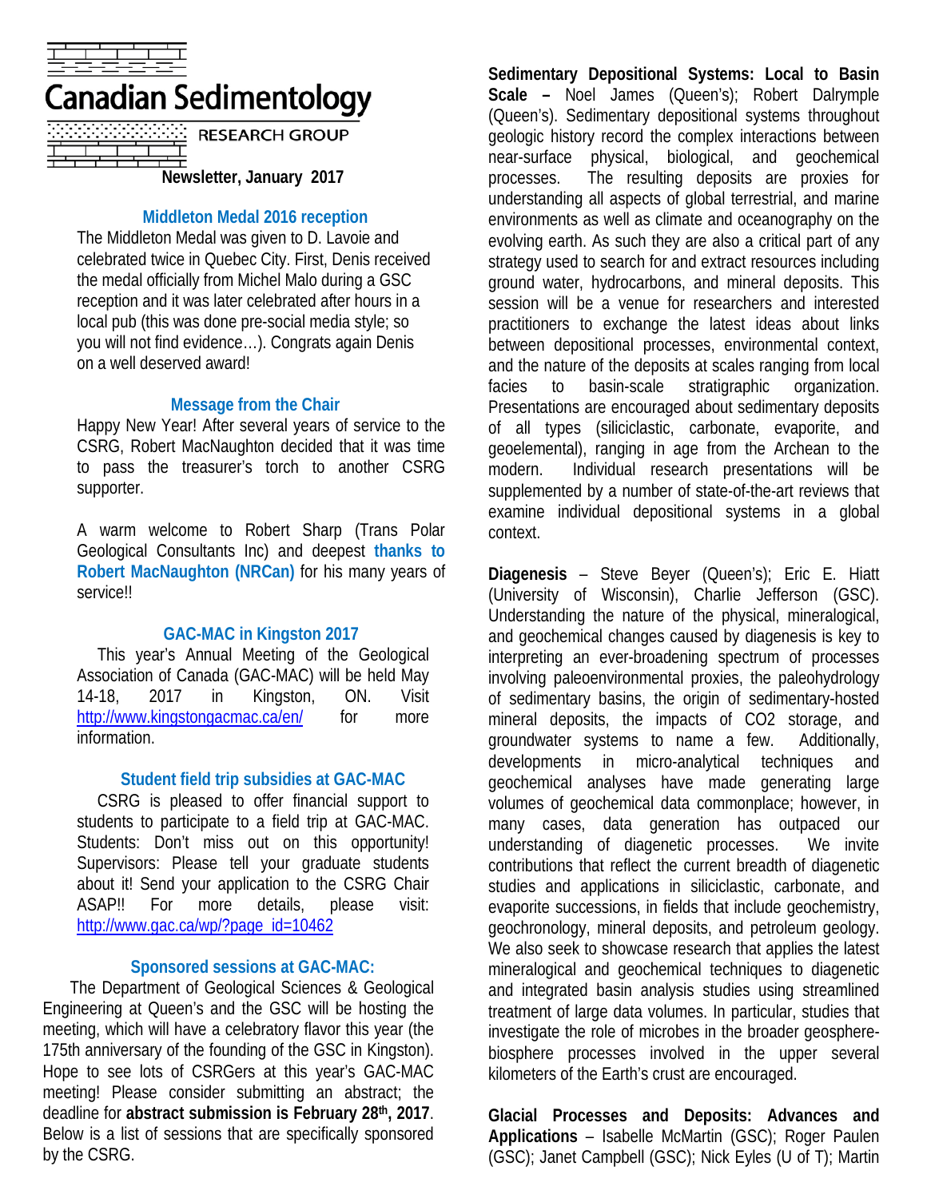# Canadian Sedimentology

RESEARCH GROUP

**Newsletter, January 2017**

## Middleton Medal 2016 reception

The Middleton Medal was given to D. Lavoie and celebrated twice in Quebec City. First, Denis received the medal officially from Michel Malo during a GSC reception and it was later celebrated after hours in a local pub (this was done pre-social media style; so you will not find evidence…). Congrats again Denis on a well deserved award!

## Message from the Chair

Happy New Year! After several years of service to the CSRG, Robert MacNaughton decided that it was time to pass the treasurer's torch to another CSRG supporter.

A warm welcome to Robert Sharp (Trans Polar Geological Consultants Inc) and deepest **thanks to Robert MacNaughton (NRCan)** for his many years of service!!

## GAC-MAC in Kingston 2017

This year's Annual Meeting of the Geological Association of Canada (GAC-MAC) will be held May 14-18, 2017 in Kingston, ON. Visit http://www.kingstongacmac.ca/en/ for more information.

## Student field trip subsidies at GAC-MAC

CSRG is pleased to offer financial support to students to participate to a field trip at GAC-MAC. Students: Don't miss out on this opportunity! Supervisors: Please tell your graduate students about it! Send your application to the CSRG Chair ASAP!! For more details, please visit: http://www.gac.ca/wp/?page_id=10462

## Sponsored sessions at GAC-MAC:

The Department of Geological Sciences & Geological Engineering at Queen's and the GSC will be hosting the meeting, which will have a celebratory flavor this year (the 175th anniversary of the founding of the GSC in Kingston). Hope to see lots of CSRGers at this year's GAC-MAC meeting! Please consider submitting an abstract; the deadline for **abstract submission is February 28th, 2017**. Below is a list of sessions that are specifically sponsored by the CSRG.

**Sedimentary Depositional Systems: Local to Basin Scale –** Noel James (Queen's); Robert Dalrymple (Queen's). Sedimentary depositional systems throughout geologic history record the complex interactions between near-surface physical, biological, and geochemical processes. The resulting deposits are proxies for understanding all aspects of global terrestrial, and marine environments as well as climate and oceanography on the evolving earth. As such they are also a critical part of any strategy used to search for and extract resources including ground water, hydrocarbons, and mineral deposits. This session will be a venue for researchers and interested practitioners to exchange the latest ideas about links between depositional processes, environmental context, and the nature of the deposits at scales ranging from local facies to basin-scale stratigraphic organization. Presentations are encouraged about sedimentary deposits of all types (siliciclastic, carbonate, evaporite, and geoelemental), ranging in age from the Archean to the modern. Individual research presentations will be supplemented by a number of state-of-the-art reviews that examine individual depositional systems in a global context.

**Diagenesis** – Steve Beyer (Queen's); Eric E. Hiatt (University of Wisconsin), Charlie Jefferson (GSC). Understanding the nature of the physical, mineralogical, and geochemical changes caused by diagenesis is key to interpreting an ever-broadening spectrum of processes involving paleoenvironmental proxies, the paleohydrology of sedimentary basins, the origin of sedimentary-hosted mineral deposits, the impacts of $CO_2$ storage, and groundwater systems to name a few. Additionally, developments in micro-analytical techniques and geochemical analyses have made generating large volumes of geochemical data commonplace; however, in many cases, data generation has outpaced our understanding of diagenetic processes. We invite contributions that reflect the current breadth of diagenetic studies and applications in siliciclastic, carbonate, and evaporite successions, in fields that include geochemistry, geochronology, mineral deposits, and petroleum geology. We also seek to showcase research that applies the latest mineralogical and geochemical techniques to diagenetic and integrated basin analysis studies using streamlined treatment of large data volumes. In particular, studies that investigate the role of microbes in the broader geosphere-biosphere processes involved in the upper several kilometers of the Earth's crust are encouraged.

**Glacial Processes and Deposits: Advances and Applications** – Isabelle McMartin (GSC); Roger Paulen (GSC); Janet Campbell (GSC); Nick Eyles (U of T); Martin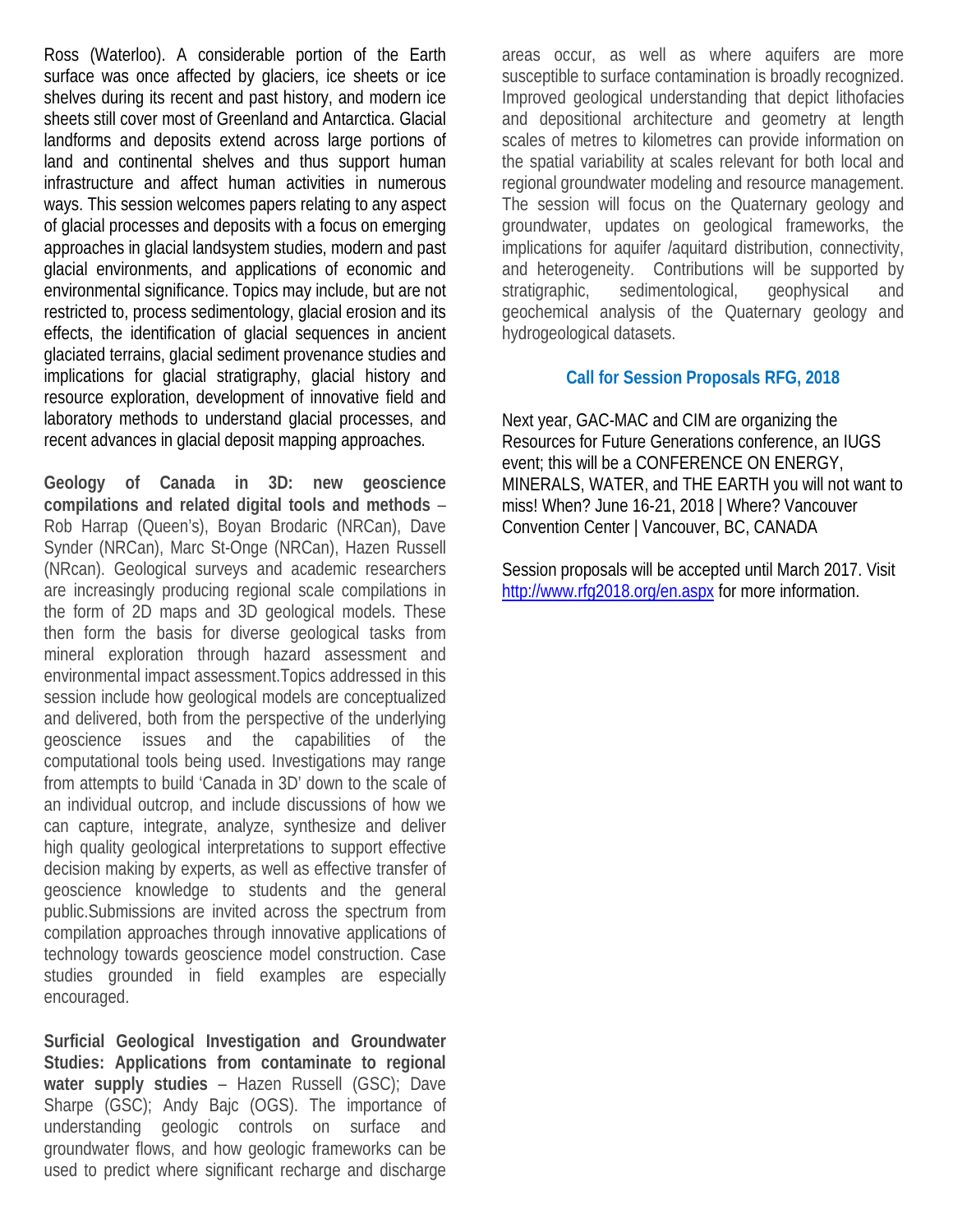Ross (Waterloo). A considerable portion of the Earth surface was once affected by glaciers, ice sheets or ice shelves during its recent and past history, and modern ice sheets still cover most of Greenland and Antarctica. Glacial landforms and deposits extend across large portions of land and continental shelves and thus support human infrastructure and affect human activities in numerous ways. This session welcomes papers relating to any aspect of glacial processes and deposits with a focus on emerging approaches in glacial landsystem studies, modern and past glacial environments, and applications of economic and environmental significance. Topics may include, but are not restricted to, process sedimentology, glacial erosion and its effects, the identification of glacial sequences in ancient glaciated terrains, glacial sediment provenance studies and implications for glacial stratigraphy, glacial history and resource exploration, development of innovative field and laboratory methods to understand glacial processes, and recent advances in glacial deposit mapping approaches.

**Geology of Canada in 3D: new geoscience compilations and related digital tools and methods** – Rob Harrap (Queen's), Boyan Brodaric (NRCan), Dave Synder (NRCan), Marc St-Onge (NRCan), Hazen Russell (NRcan). Geological surveys and academic researchers are increasingly producing regional scale compilations in the form of 2D maps and 3D geological models. These then form the basis for diverse geological tasks from mineral exploration through hazard assessment and environmental impact assessment.Topics addressed in this session include how geological models are conceptualized and delivered, both from the perspective of the underlying geoscience issues and the capabilities of the computational tools being used. Investigations may range from attempts to build 'Canada in 3D' down to the scale of an individual outcrop, and include discussions of how we can capture, integrate, analyze, synthesize and deliver high quality geological interpretations to support effective decision making by experts, as well as effective transfer of geoscience knowledge to students and the general public.Submissions are invited across the spectrum from compilation approaches through innovative applications of technology towards geoscience model construction. Case studies grounded in field examples are especially encouraged.

**Surficial Geological Investigation and Groundwater Studies: Applications from contaminate to regional water supply studies** – Hazen Russell (GSC); Dave Sharpe (GSC); Andy Bajc (OGS). The importance of understanding geologic controls on surface and groundwater flows, and how geologic frameworks can be used to predict where significant recharge and discharge areas occur, as well as where aquifers are more susceptible to surface contamination is broadly recognized. Improved geological understanding that depict lithofacies and depositional architecture and geometry at length scales of metres to kilometres can provide information on the spatial variability at scales relevant for both local and regional groundwater modeling and resource management. The session will focus on the Quaternary geology and groundwater, updates on geological frameworks, the implications for aquifer /aquitard distribution, connectivity, and heterogeneity. Contributions will be supported by stratigraphic, sedimentological, geophysical and geochemical analysis of the Quaternary geology and hydrogeological datasets.

## Call for Session Proposals RFG, 2018

Next year, GAC-MAC and CIM are organizing the Resources for Future Generations conference, an IUGS event; this will be a CONFERENCE ON ENERGY, MINERALS, WATER, and THE EARTH you will not want to miss! When? June 16-21, 2018 | Where? Vancouver Convention Center | Vancouver, BC, CANADA

Session proposals will be accepted until March 2017. Visit http://www.rfg2018.org/en.aspx for more information.